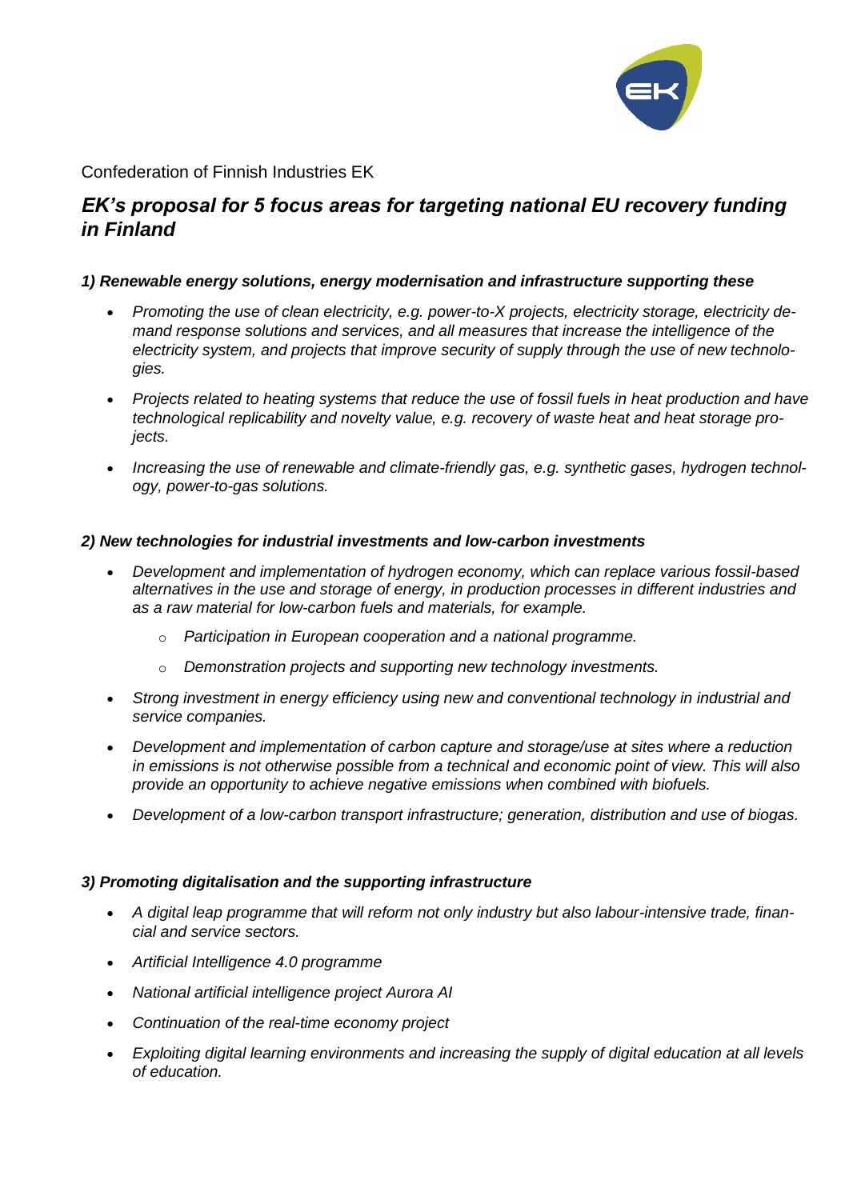Confederation of Finnish Industries EK

# *EK's proposal for 5 focus areas for targeting national EU recovery funding in Finland*

### *1) Renewable energy solutions, energy modernisation and infrastructure supporting these*

- *Promoting the use of clean electricity, e.g. power-to-X projects, electricity storage, electricity demand response solutions and services, and all measures that increase the intelligence of the electricity system, and projects that improve security of supply through the use of new technologies.*
- *Projects related to heating systems that reduce the use of fossil fuels in heat production and have technological replicability and novelty value, e.g. recovery of waste heat and heat storage projects.*
- *Increasing the use of renewable and climate-friendly gas, e.g. synthetic gases, hydrogen technology, power-to-gas solutions.*

### *2) New technologies for industrial investments and low-carbon investments*

- *Development and implementation of hydrogen economy, which can replace various fossil-based alternatives in the use and storage of energy, in production processes in different industries and as a raw material for low-carbon fuels and materials, for example.*
  - *Participation in European cooperation and a national programme.*
  - *Demonstration projects and supporting new technology investments.*
- *Strong investment in energy efficiency using new and conventional technology in industrial and service companies.*
- *Development and implementation of carbon capture and storage/use at sites where a reduction in emissions is not otherwise possible from a technical and economic point of view. This will also provide an opportunity to achieve negative emissions when combined with biofuels.*
- *Development of a low-carbon transport infrastructure; generation, distribution and use of biogas.*

### *3) Promoting digitalisation and the supporting infrastructure*

- *A digital leap programme that will reform not only industry but also labour-intensive trade, financial and service sectors.*
- *Artificial Intelligence 4.0 programme*
- *National artificial intelligence project Aurora AI*
- *Continuation of the real-time economy project*
- *Exploiting digital learning environments and increasing the supply of digital education at all levels of education.*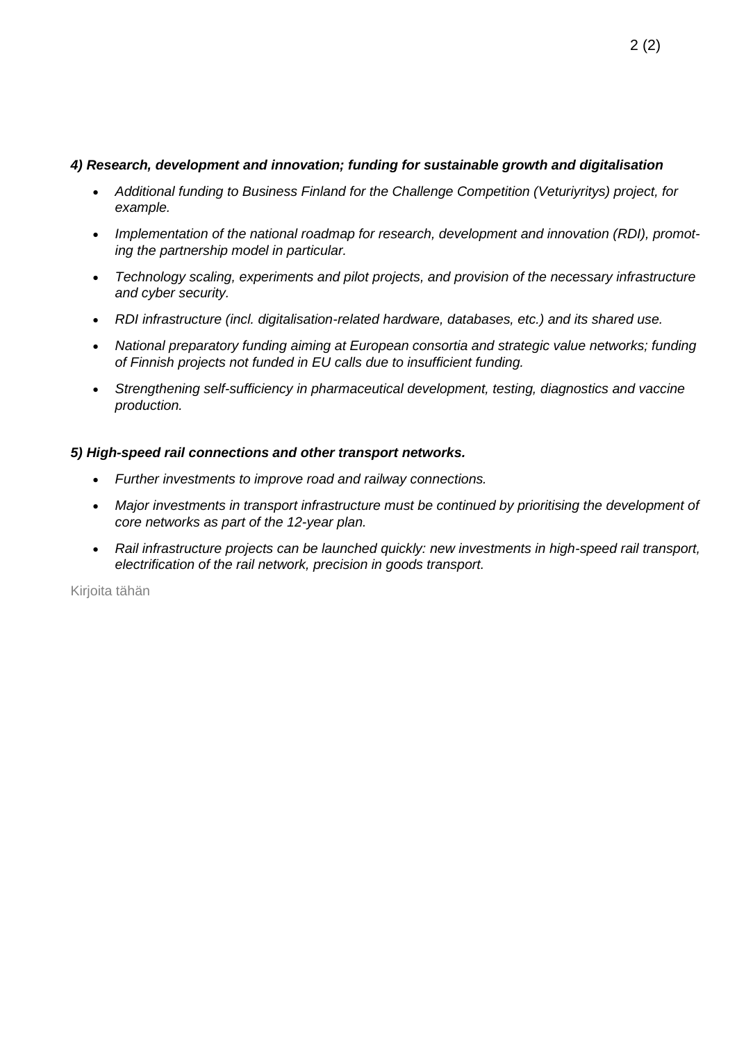***4) Research, development and innovation; funding for sustainable growth and digitalisation***

- *Additional funding to Business Finland for the Challenge Competition (Veturiyritys) project, for example.*
- *Implementation of the national roadmap for research, development and innovation (RDI), promoting the partnership model in particular.*
- *Technology scaling, experiments and pilot projects, and provision of the necessary infrastructure and cyber security.*
- *RDI infrastructure (incl. digitalisation-related hardware, databases, etc.) and its shared use.*
- *National preparatory funding aiming at European consortia and strategic value networks; funding of Finnish projects not funded in EU calls due to insufficient funding.*
- *Strengthening self-sufficiency in pharmaceutical development, testing, diagnostics and vaccine production.*

***5) High-speed rail connections and other transport networks.***

- *Further investments to improve road and railway connections.*
- *Major investments in transport infrastructure must be continued by prioritising the development of core networks as part of the 12-year plan.*
- *Rail infrastructure projects can be launched quickly: new investments in high-speed rail transport, electrification of the rail network, precision in goods transport.*

Kirjoita tähän